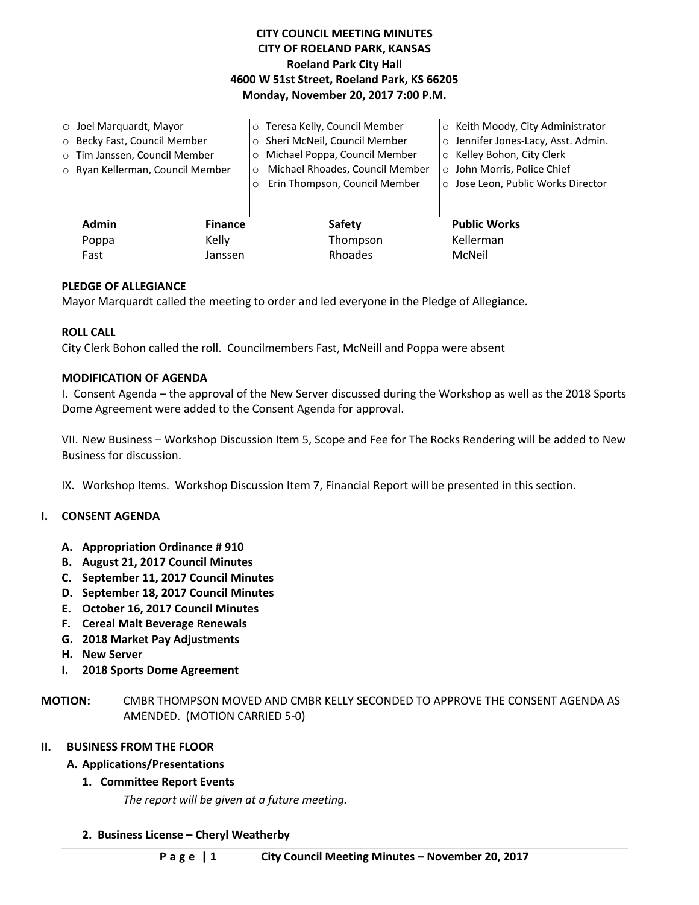# CITY COUNCIL MEETING MINUTES
## CITY OF ROELAND PARK, KANSAS
### Roeland Park City Hall
### 4600 W 51st Street, Roeland Park, KS 66205
### Monday, November 20, 2017 7:00 P.M.

- Joel Marquardt, Mayor
- Becky Fast, Council Member
- Tim Janssen, Council Member
- Ryan Kellerman, Council Member
- Teresa Kelly, Council Member
- Sheri McNeil, Council Member
- Michael Poppa, Council Member
- Michael Rhoades, Council Member
- Erin Thompson, Council Member
- Keith Moody, City Administrator
- Jennifer Jones-Lacy, Asst. Admin.
- Kelley Bohon, City Clerk
- John Morris, Police Chief
- Jose Leon, Public Works Director

| Admin | Finance | Safety | Public Works |
|---|---|---|---|
| Poppa | Kelly | Thompson | Kellerman |
| Fast | Janssen | Rhoades | McNeil |

**PLEDGE OF ALLEGIANCE**

Mayor Marquardt called the meeting to order and led everyone in the Pledge of Allegiance.

**ROLL CALL**

City Clerk Bohon called the roll. Councilmembers Fast, McNeill and Poppa were absent

**MODIFICATION OF AGENDA**

I. Consent Agenda – the approval of the New Server discussed during the Workshop as well as the 2018 Sports Dome Agreement were added to the Consent Agenda for approval.

VII. New Business – Workshop Discussion Item 5, Scope and Fee for The Rocks Rendering will be added to New Business for discussion.

IX. Workshop Items. Workshop Discussion Item 7, Financial Report will be presented in this section.

## I. CONSENT AGENDA

- **A. Appropriation Ordinance # 910**
- **B. August 21, 2017 Council Minutes**
- **C. September 11, 2017 Council Minutes**
- **D. September 18, 2017 Council Minutes**
- **E. October 16, 2017 Council Minutes**
- **F. Cereal Malt Beverage Renewals**
- **G. 2018 Market Pay Adjustments**
- **H. New Server**
- **I. 2018 Sports Dome Agreement**

**MOTION:** CMBR THOMPSON MOVED AND CMBR KELLY SECONDED TO APPROVE THE CONSENT AGENDA AS AMENDED. (MOTION CARRIED 5-0)

## II. BUSINESS FROM THE FLOOR

### A. Applications/Presentations

**1. Committee Report Events**

*The report will be given at a future meeting.*

**2. Business License – Cheryl Weatherby**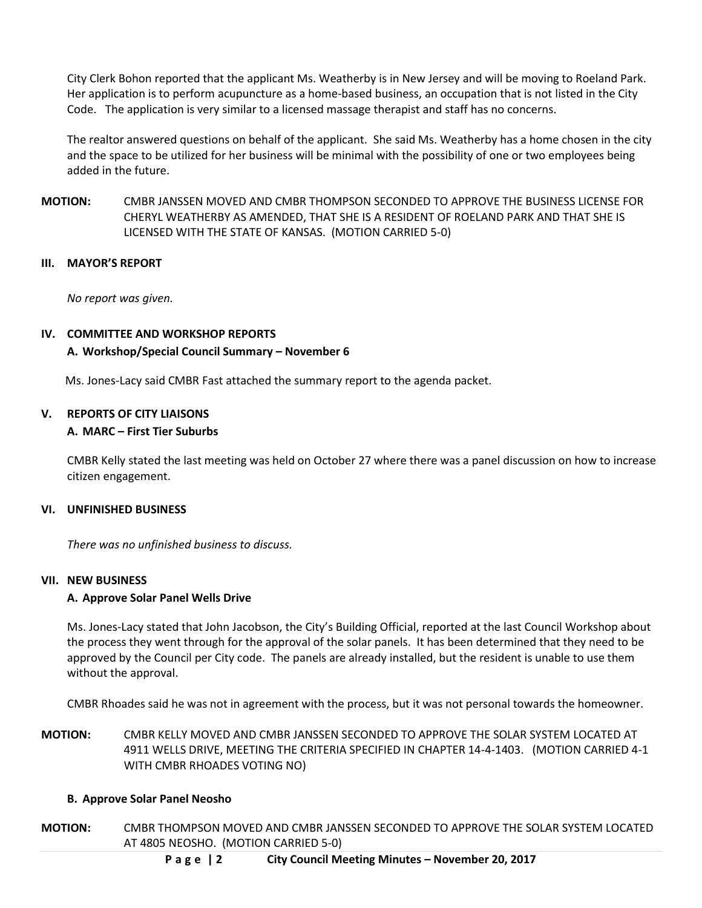City Clerk Bohon reported that the applicant Ms. Weatherby is in New Jersey and will be moving to Roeland Park. Her application is to perform acupuncture as a home-based business, an occupation that is not listed in the City Code. The application is very similar to a licensed massage therapist and staff has no concerns.

The realtor answered questions on behalf of the applicant. She said Ms. Weatherby has a home chosen in the city and the space to be utilized for her business will be minimal with the possibility of one or two employees being added in the future.

**MOTION:** CMBR JANSSEN MOVED AND CMBR THOMPSON SECONDED TO APPROVE THE BUSINESS LICENSE FOR CHERYL WEATHERBY AS AMENDED, THAT SHE IS A RESIDENT OF ROELAND PARK AND THAT SHE IS LICENSED WITH THE STATE OF KANSAS. (MOTION CARRIED 5-0)

## III. MAYOR'S REPORT

*No report was given.*

## IV. COMMITTEE AND WORKSHOP REPORTS

### A. Workshop/Special Council Summary – November 6

Ms. Jones-Lacy said CMBR Fast attached the summary report to the agenda packet.

## V. REPORTS OF CITY LIAISONS

### A. MARC – First Tier Suburbs

CMBR Kelly stated the last meeting was held on October 27 where there was a panel discussion on how to increase citizen engagement.

## VI. UNFINISHED BUSINESS

*There was no unfinished business to discuss.*

## VII. NEW BUSINESS

### A. Approve Solar Panel Wells Drive

Ms. Jones-Lacy stated that John Jacobson, the City's Building Official, reported at the last Council Workshop about the process they went through for the approval of the solar panels. It has been determined that they need to be approved by the Council per City code. The panels are already installed, but the resident is unable to use them without the approval.

CMBR Rhoades said he was not in agreement with the process, but it was not personal towards the homeowner.

**MOTION:** CMBR KELLY MOVED AND CMBR JANSSEN SECONDED TO APPROVE THE SOLAR SYSTEM LOCATED AT 4911 WELLS DRIVE, MEETING THE CRITERIA SPECIFIED IN CHAPTER 14-4-1403. (MOTION CARRIED 4-1 WITH CMBR RHOADES VOTING NO)

### B. Approve Solar Panel Neosho

**MOTION:** CMBR THOMPSON MOVED AND CMBR JANSSEN SECONDED TO APPROVE THE SOLAR SYSTEM LOCATED AT 4805 NEOSHO. (MOTION CARRIED 5-0)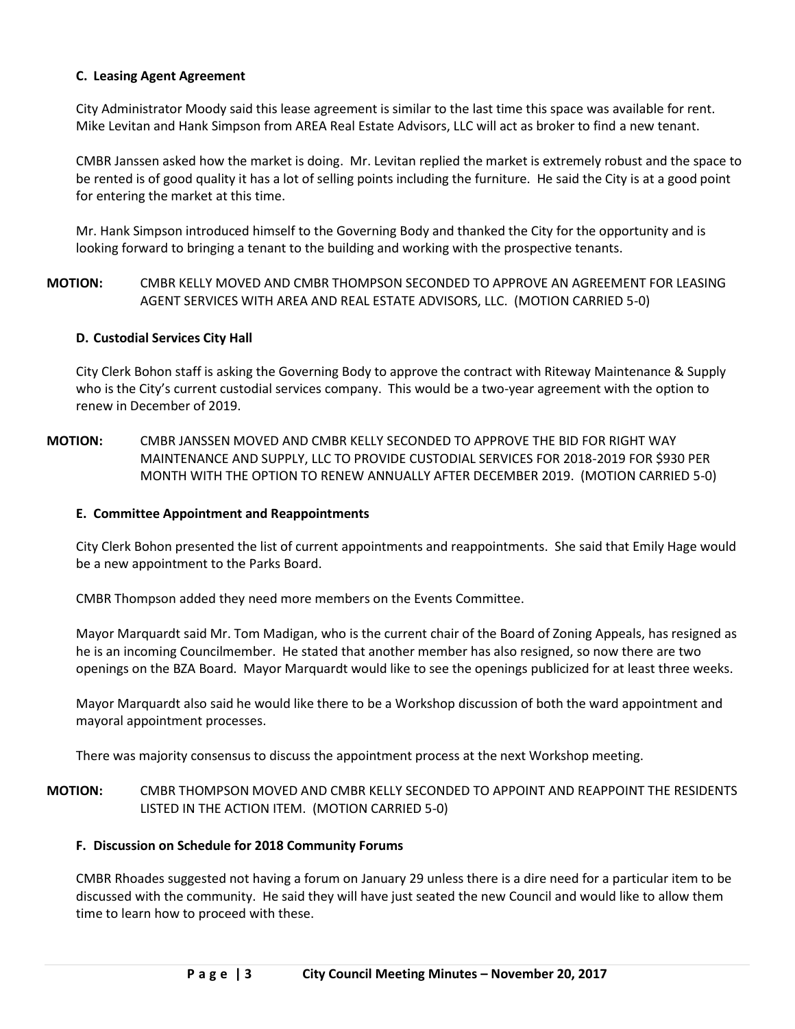### C. Leasing Agent Agreement

City Administrator Moody said this lease agreement is similar to the last time this space was available for rent. Mike Levitan and Hank Simpson from AREA Real Estate Advisors, LLC will act as broker to find a new tenant.

CMBR Janssen asked how the market is doing. Mr. Levitan replied the market is extremely robust and the space to be rented is of good quality it has a lot of selling points including the furniture. He said the City is at a good point for entering the market at this time.

Mr. Hank Simpson introduced himself to the Governing Body and thanked the City for the opportunity and is looking forward to bringing a tenant to the building and working with the prospective tenants.

**MOTION:** CMBR KELLY MOVED AND CMBR THOMPSON SECONDED TO APPROVE AN AGREEMENT FOR LEASING AGENT SERVICES WITH AREA AND REAL ESTATE ADVISORS, LLC. (MOTION CARRIED 5-0)

### D. Custodial Services City Hall

City Clerk Bohon staff is asking the Governing Body to approve the contract with Riteway Maintenance & Supply who is the City's current custodial services company. This would be a two-year agreement with the option to renew in December of 2019.

**MOTION:** CMBR JANSSEN MOVED AND CMBR KELLY SECONDED TO APPROVE THE BID FOR RIGHT WAY MAINTENANCE AND SUPPLY, LLC TO PROVIDE CUSTODIAL SERVICES FOR 2018-2019 FOR $930 PER MONTH WITH THE OPTION TO RENEW ANNUALLY AFTER DECEMBER 2019. (MOTION CARRIED 5-0)

### E. Committee Appointment and Reappointments

City Clerk Bohon presented the list of current appointments and reappointments. She said that Emily Hage would be a new appointment to the Parks Board.

CMBR Thompson added they need more members on the Events Committee.

Mayor Marquardt said Mr. Tom Madigan, who is the current chair of the Board of Zoning Appeals, has resigned as he is an incoming Councilmember. He stated that another member has also resigned, so now there are two openings on the BZA Board. Mayor Marquardt would like to see the openings publicized for at least three weeks.

Mayor Marquardt also said he would like there to be a Workshop discussion of both the ward appointment and mayoral appointment processes.

There was majority consensus to discuss the appointment process at the next Workshop meeting.

**MOTION:** CMBR THOMPSON MOVED AND CMBR KELLY SECONDED TO APPOINT AND REAPPOINT THE RESIDENTS LISTED IN THE ACTION ITEM. (MOTION CARRIED 5-0)

### F. Discussion on Schedule for 2018 Community Forums

CMBR Rhoades suggested not having a forum on January 29 unless there is a dire need for a particular item to be discussed with the community. He said they will have just seated the new Council and would like to allow them time to learn how to proceed with these.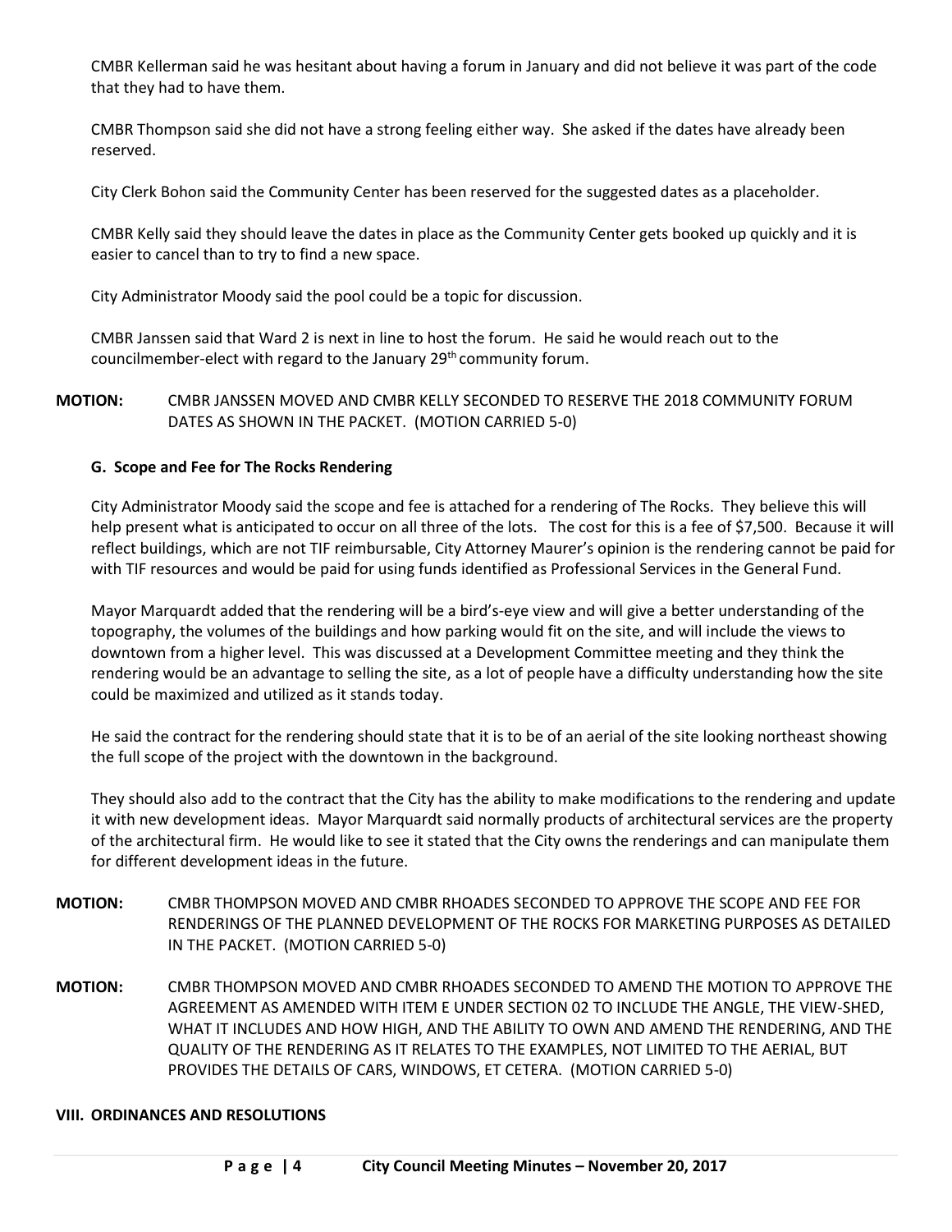CMBR Kellerman said he was hesitant about having a forum in January and did not believe it was part of the code that they had to have them.

CMBR Thompson said she did not have a strong feeling either way. She asked if the dates have already been reserved.

City Clerk Bohon said the Community Center has been reserved for the suggested dates as a placeholder.

CMBR Kelly said they should leave the dates in place as the Community Center gets booked up quickly and it is easier to cancel than to try to find a new space.

City Administrator Moody said the pool could be a topic for discussion.

CMBR Janssen said that Ward 2 is next in line to host the forum. He said he would reach out to the councilmember-elect with regard to the January 29th community forum.

**MOTION:** CMBR JANSSEN MOVED AND CMBR KELLY SECONDED TO RESERVE THE 2018 COMMUNITY FORUM DATES AS SHOWN IN THE PACKET. (MOTION CARRIED 5-0)

**G. Scope and Fee for The Rocks Rendering**

City Administrator Moody said the scope and fee is attached for a rendering of The Rocks. They believe this will help present what is anticipated to occur on all three of the lots. The cost for this is a fee of $7,500. Because it will reflect buildings, which are not TIF reimbursable, City Attorney Maurer's opinion is the rendering cannot be paid for with TIF resources and would be paid for using funds identified as Professional Services in the General Fund.

Mayor Marquardt added that the rendering will be a bird's-eye view and will give a better understanding of the topography, the volumes of the buildings and how parking would fit on the site, and will include the views to downtown from a higher level. This was discussed at a Development Committee meeting and they think the rendering would be an advantage to selling the site, as a lot of people have a difficulty understanding how the site could be maximized and utilized as it stands today.

He said the contract for the rendering should state that it is to be of an aerial of the site looking northeast showing the full scope of the project with the downtown in the background.

They should also add to the contract that the City has the ability to make modifications to the rendering and update it with new development ideas. Mayor Marquardt said normally products of architectural services are the property of the architectural firm. He would like to see it stated that the City owns the renderings and can manipulate them for different development ideas in the future.

**MOTION:** CMBR THOMPSON MOVED AND CMBR RHOADES SECONDED TO APPROVE THE SCOPE AND FEE FOR RENDERINGS OF THE PLANNED DEVELOPMENT OF THE ROCKS FOR MARKETING PURPOSES AS DETAILED IN THE PACKET. (MOTION CARRIED 5-0)

**MOTION:** CMBR THOMPSON MOVED AND CMBR RHOADES SECONDED TO AMEND THE MOTION TO APPROVE THE AGREEMENT AS AMENDED WITH ITEM E UNDER SECTION 02 TO INCLUDE THE ANGLE, THE VIEW-SHED, WHAT IT INCLUDES AND HOW HIGH, AND THE ABILITY TO OWN AND AMEND THE RENDERING, AND THE QUALITY OF THE RENDERING AS IT RELATES TO THE EXAMPLES, NOT LIMITED TO THE AERIAL, BUT PROVIDES THE DETAILS OF CARS, WINDOWS, ET CETERA. (MOTION CARRIED 5-0)

## VIII. ORDINANCES AND RESOLUTIONS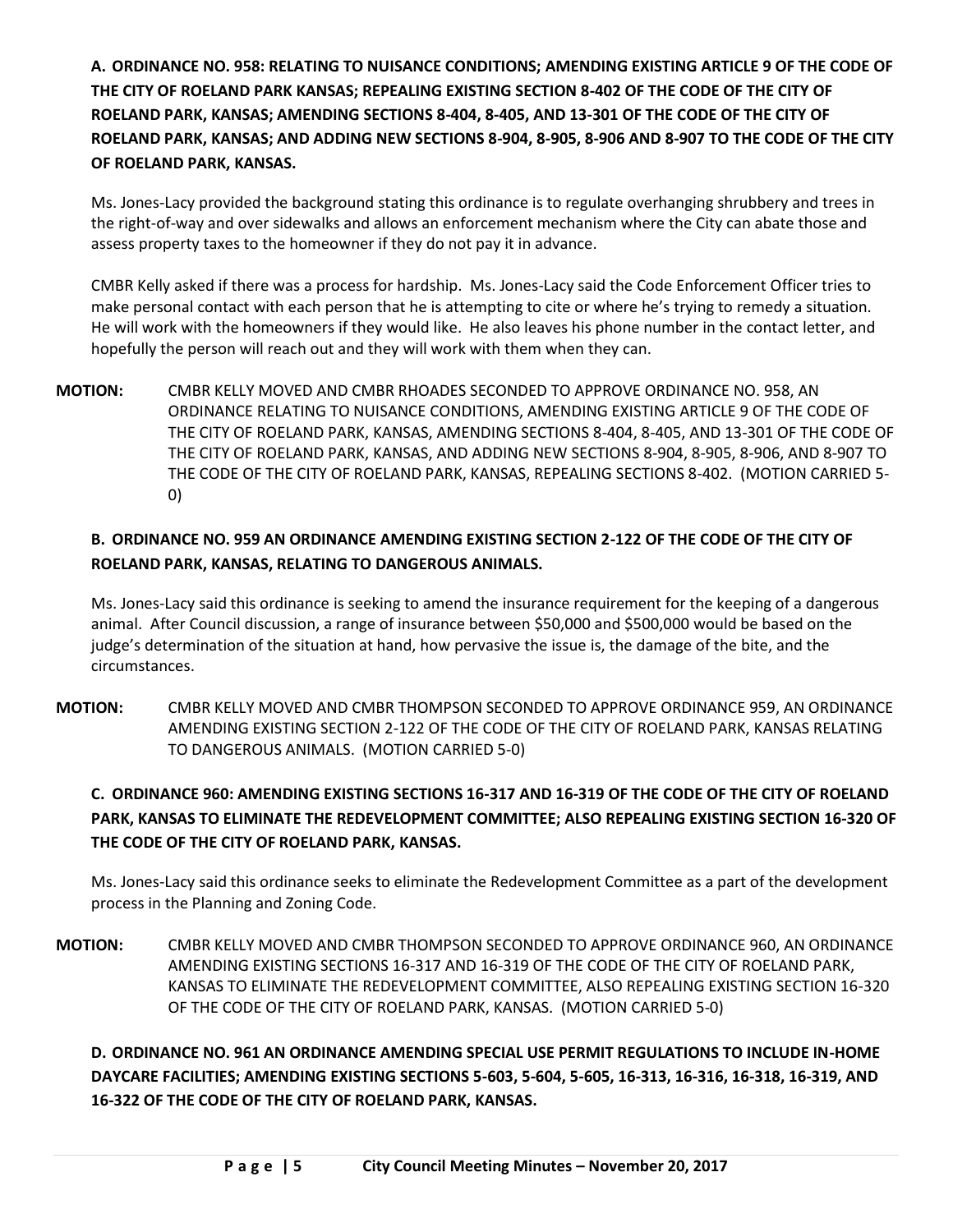**A. ORDINANCE NO. 958: RELATING TO NUISANCE CONDITIONS; AMENDING EXISTING ARTICLE 9 OF THE CODE OF THE CITY OF ROELAND PARK KANSAS; REPEALING EXISTING SECTION 8-402 OF THE CODE OF THE CITY OF ROELAND PARK, KANSAS; AMENDING SECTIONS 8-404, 8-405, AND 13-301 OF THE CODE OF THE CITY OF ROELAND PARK, KANSAS; AND ADDING NEW SECTIONS 8-904, 8-905, 8-906 AND 8-907 TO THE CODE OF THE CITY OF ROELAND PARK, KANSAS.**

Ms. Jones-Lacy provided the background stating this ordinance is to regulate overhanging shrubbery and trees in the right-of-way and over sidewalks and allows an enforcement mechanism where the City can abate those and assess property taxes to the homeowner if they do not pay it in advance.

CMBR Kelly asked if there was a process for hardship. Ms. Jones-Lacy said the Code Enforcement Officer tries to make personal contact with each person that he is attempting to cite or where he's trying to remedy a situation. He will work with the homeowners if they would like. He also leaves his phone number in the contact letter, and hopefully the person will reach out and they will work with them when they can.

**MOTION:** CMBR KELLY MOVED AND CMBR RHOADES SECONDED TO APPROVE ORDINANCE NO. 958, AN ORDINANCE RELATING TO NUISANCE CONDITIONS, AMENDING EXISTING ARTICLE 9 OF THE CODE OF THE CITY OF ROELAND PARK, KANSAS, AMENDING SECTIONS 8-404, 8-405, AND 13-301 OF THE CODE OF THE CITY OF ROELAND PARK, KANSAS, AND ADDING NEW SECTIONS 8-904, 8-905, 8-906, AND 8-907 TO THE CODE OF THE CITY OF ROELAND PARK, KANSAS, REPEALING SECTIONS 8-402. (MOTION CARRIED 5-0)

**B. ORDINANCE NO. 959 AN ORDINANCE AMENDING EXISTING SECTION 2-122 OF THE CODE OF THE CITY OF ROELAND PARK, KANSAS, RELATING TO DANGEROUS ANIMALS.**

Ms. Jones-Lacy said this ordinance is seeking to amend the insurance requirement for the keeping of a dangerous animal. After Council discussion, a range of insurance between $50,000 and $500,000 would be based on the judge's determination of the situation at hand, how pervasive the issue is, the damage of the bite, and the circumstances.

**MOTION:** CMBR KELLY MOVED AND CMBR THOMPSON SECONDED TO APPROVE ORDINANCE 959, AN ORDINANCE AMENDING EXISTING SECTION 2-122 OF THE CODE OF THE CITY OF ROELAND PARK, KANSAS RELATING TO DANGEROUS ANIMALS. (MOTION CARRIED 5-0)

**C. ORDINANCE 960: AMENDING EXISTING SECTIONS 16-317 AND 16-319 OF THE CODE OF THE CITY OF ROELAND PARK, KANSAS TO ELIMINATE THE REDEVELOPMENT COMMITTEE; ALSO REPEALING EXISTING SECTION 16-320 OF THE CODE OF THE CITY OF ROELAND PARK, KANSAS.**

Ms. Jones-Lacy said this ordinance seeks to eliminate the Redevelopment Committee as a part of the development process in the Planning and Zoning Code.

**MOTION:** CMBR KELLY MOVED AND CMBR THOMPSON SECONDED TO APPROVE ORDINANCE 960, AN ORDINANCE AMENDING EXISTING SECTIONS 16-317 AND 16-319 OF THE CODE OF THE CITY OF ROELAND PARK, KANSAS TO ELIMINATE THE REDEVELOPMENT COMMITTEE, ALSO REPEALING EXISTING SECTION 16-320 OF THE CODE OF THE CITY OF ROELAND PARK, KANSAS. (MOTION CARRIED 5-0)

**D. ORDINANCE NO. 961 AN ORDINANCE AMENDING SPECIAL USE PERMIT REGULATIONS TO INCLUDE IN-HOME DAYCARE FACILITIES; AMENDING EXISTING SECTIONS 5-603, 5-604, 5-605, 16-313, 16-316, 16-318, 16-319, AND 16-322 OF THE CODE OF THE CITY OF ROELAND PARK, KANSAS.**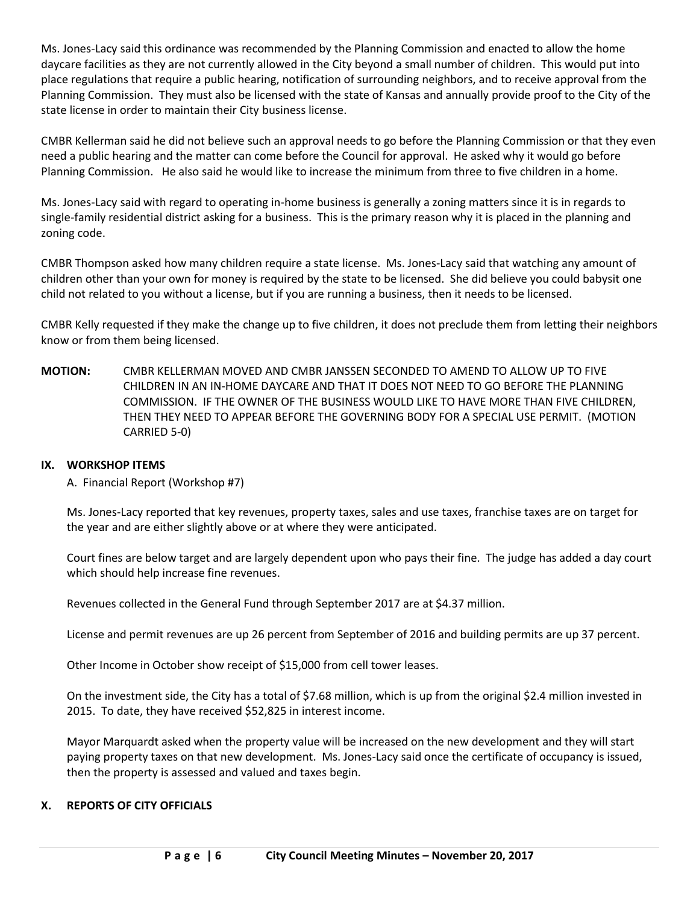Ms. Jones-Lacy said this ordinance was recommended by the Planning Commission and enacted to allow the home daycare facilities as they are not currently allowed in the City beyond a small number of children. This would put into place regulations that require a public hearing, notification of surrounding neighbors, and to receive approval from the Planning Commission. They must also be licensed with the state of Kansas and annually provide proof to the City of the state license in order to maintain their City business license.

CMBR Kellerman said he did not believe such an approval needs to go before the Planning Commission or that they even need a public hearing and the matter can come before the Council for approval. He asked why it would go before Planning Commission. He also said he would like to increase the minimum from three to five children in a home.

Ms. Jones-Lacy said with regard to operating in-home business is generally a zoning matters since it is in regards to single-family residential district asking for a business. This is the primary reason why it is placed in the planning and zoning code.

CMBR Thompson asked how many children require a state license. Ms. Jones-Lacy said that watching any amount of children other than your own for money is required by the state to be licensed. She did believe you could babysit one child not related to you without a license, but if you are running a business, then it needs to be licensed.

CMBR Kelly requested if they make the change up to five children, it does not preclude them from letting their neighbors know or from them being licensed.

**MOTION:** CMBR KELLERMAN MOVED AND CMBR JANSSEN SECONDED TO AMEND TO ALLOW UP TO FIVE CHILDREN IN AN IN-HOME DAYCARE AND THAT IT DOES NOT NEED TO GO BEFORE THE PLANNING COMMISSION. IF THE OWNER OF THE BUSINESS WOULD LIKE TO HAVE MORE THAN FIVE CHILDREN, THEN THEY NEED TO APPEAR BEFORE THE GOVERNING BODY FOR A SPECIAL USE PERMIT. (MOTION CARRIED 5-0)

## IX. WORKSHOP ITEMS

A. Financial Report (Workshop #7)

Ms. Jones-Lacy reported that key revenues, property taxes, sales and use taxes, franchise taxes are on target for the year and are either slightly above or at where they were anticipated.

Court fines are below target and are largely dependent upon who pays their fine. The judge has added a day court which should help increase fine revenues.

Revenues collected in the General Fund through September 2017 are at $4.37 million.

License and permit revenues are up 26 percent from September of 2016 and building permits are up 37 percent.

Other Income in October show receipt of $15,000 from cell tower leases.

On the investment side, the City has a total of $7.68 million, which is up from the original $2.4 million invested in 2015. To date, they have received $52,825 in interest income.

Mayor Marquardt asked when the property value will be increased on the new development and they will start paying property taxes on that new development. Ms. Jones-Lacy said once the certificate of occupancy is issued, then the property is assessed and valued and taxes begin.

## X. REPORTS OF CITY OFFICIALS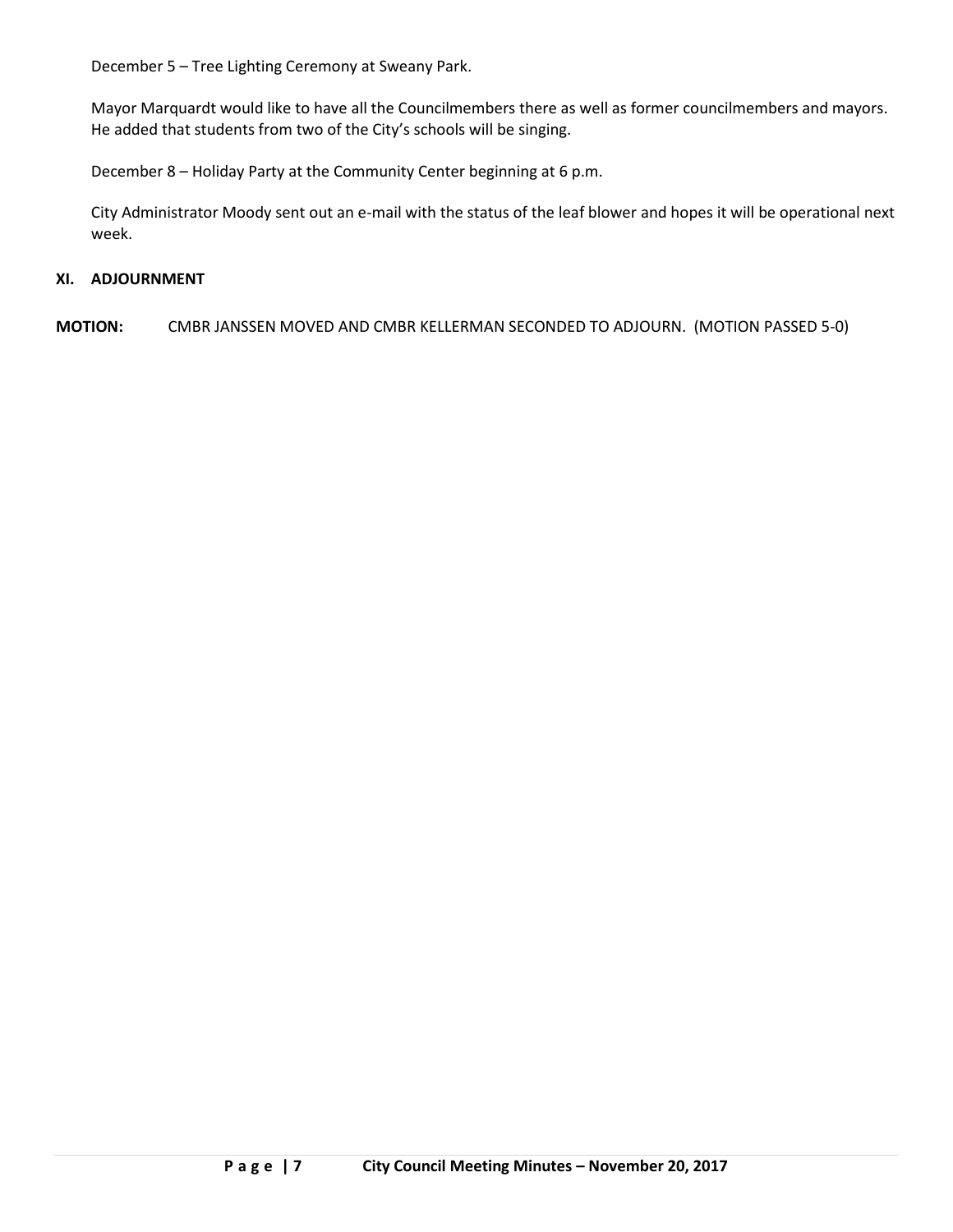December 5 – Tree Lighting Ceremony at Sweany Park.

Mayor Marquardt would like to have all the Councilmembers there as well as former councilmembers and mayors. He added that students from two of the City's schools will be singing.

December 8 – Holiday Party at the Community Center beginning at 6 p.m.

City Administrator Moody sent out an e-mail with the status of the leaf blower and hopes it will be operational next week.

## XI. ADJOURNMENT

**MOTION:** CMBR JANSSEN MOVED AND CMBR KELLERMAN SECONDED TO ADJOURN. (MOTION PASSED 5-0)